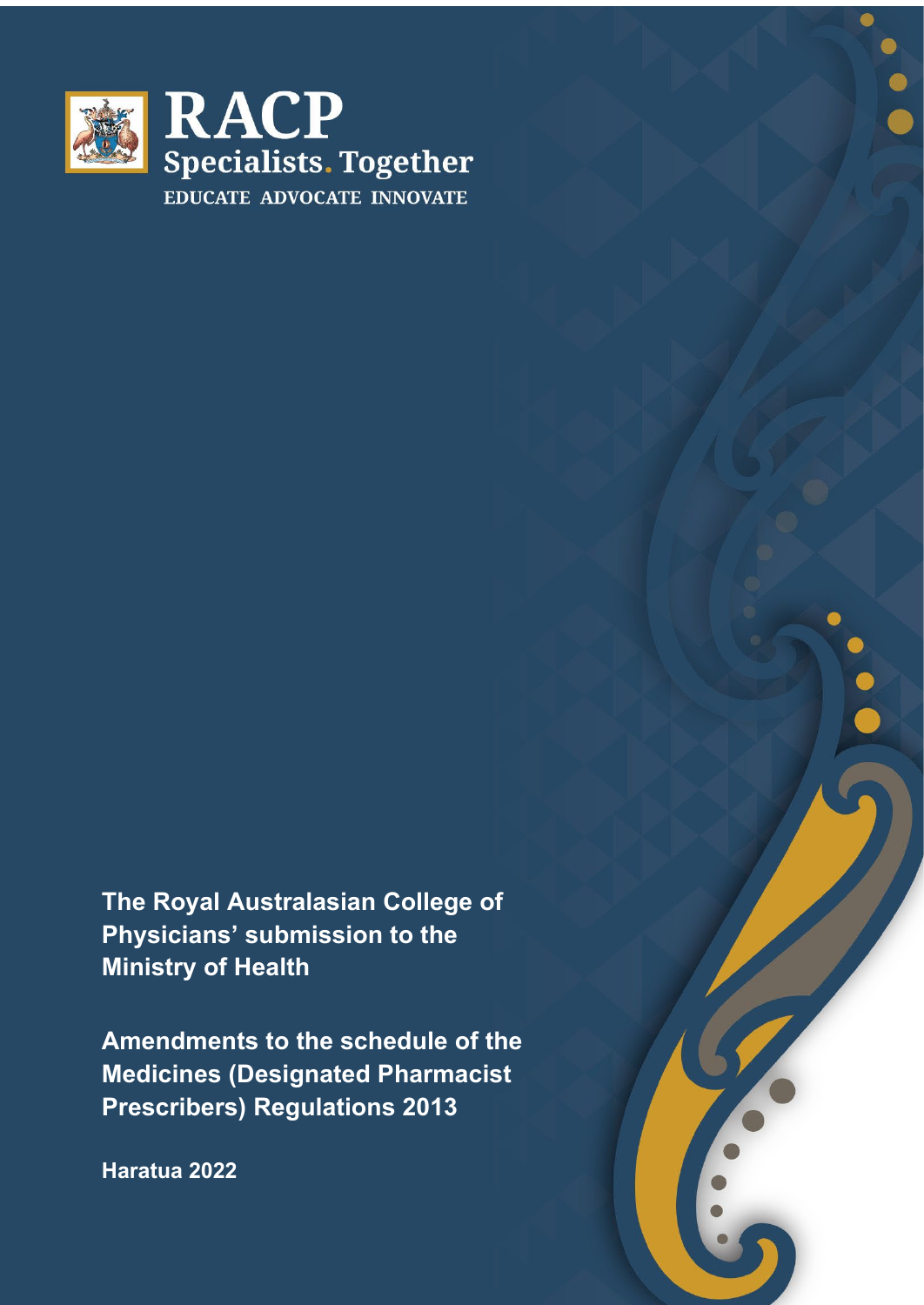RACP

Specialists. Together

EDUCATE ADVOCATE INNOVATE

# The Royal Australasian College of Physicians' submission to the Ministry of Health

# Amendments to the schedule of the Medicines (Designated Pharmacist Prescribers) Regulations 2013

**Haratua 2022**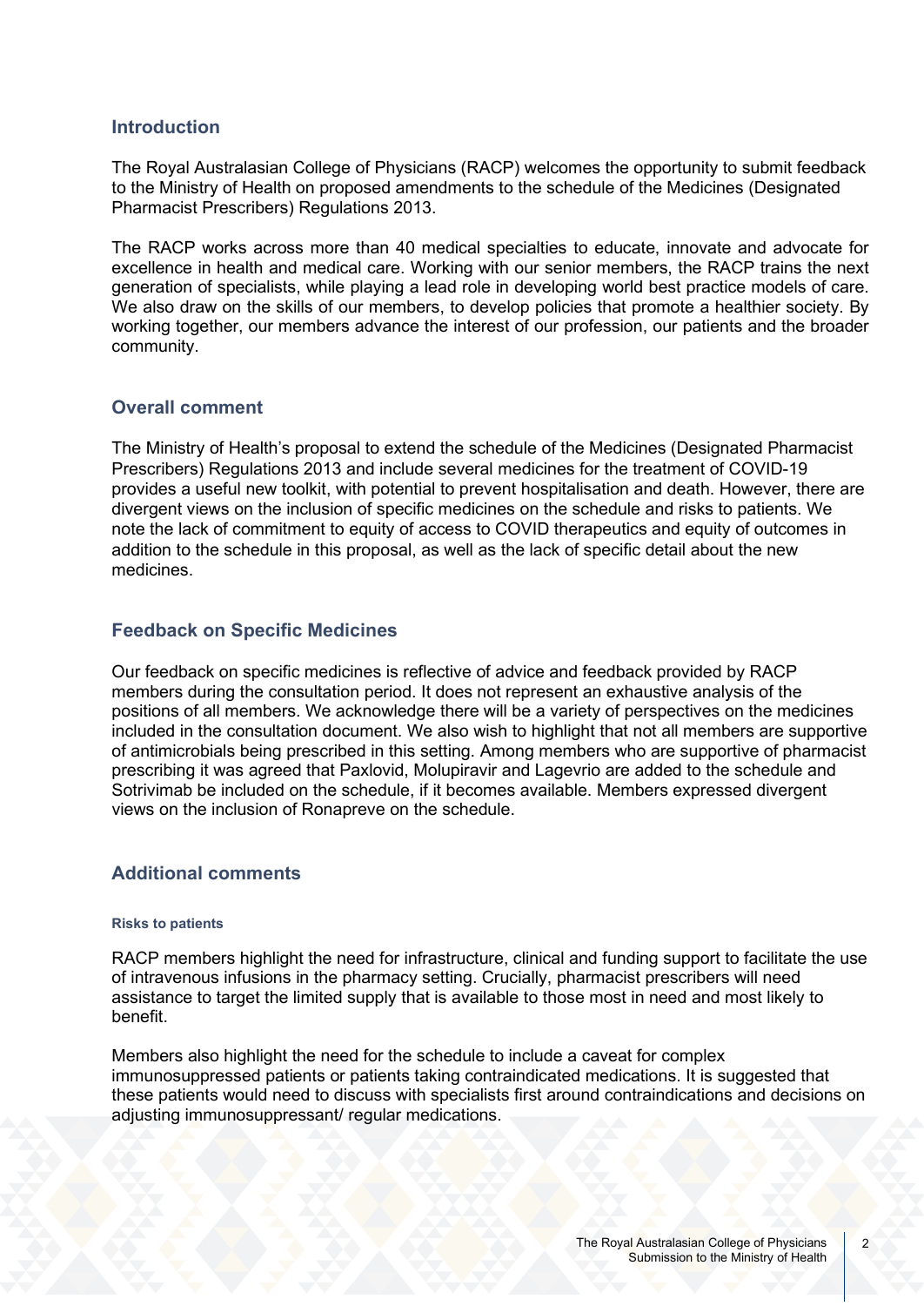## Introduction

The Royal Australasian College of Physicians (RACP) welcomes the opportunity to submit feedback to the Ministry of Health on proposed amendments to the schedule of the Medicines (Designated Pharmacist Prescribers) Regulations 2013.

The RACP works across more than 40 medical specialties to educate, innovate and advocate for excellence in health and medical care. Working with our senior members, the RACP trains the next generation of specialists, while playing a lead role in developing world best practice models of care. We also draw on the skills of our members, to develop policies that promote a healthier society. By working together, our members advance the interest of our profession, our patients and the broader community.

## Overall comment

The Ministry of Health's proposal to extend the schedule of the Medicines (Designated Pharmacist Prescribers) Regulations 2013 and include several medicines for the treatment of COVID-19 provides a useful new toolkit, with potential to prevent hospitalisation and death. However, there are divergent views on the inclusion of specific medicines on the schedule and risks to patients. We note the lack of commitment to equity of access to COVID therapeutics and equity of outcomes in addition to the schedule in this proposal, as well as the lack of specific detail about the new medicines.

## Feedback on Specific Medicines

Our feedback on specific medicines is reflective of advice and feedback provided by RACP members during the consultation period. It does not represent an exhaustive analysis of the positions of all members. We acknowledge there will be a variety of perspectives on the medicines included in the consultation document. We also wish to highlight that not all members are supportive of antimicrobials being prescribed in this setting. Among members who are supportive of pharmacist prescribing it was agreed that Paxlovid, Molupiravir and Lagevrio are added to the schedule and Sotrivimab be included on the schedule, if it becomes available. Members expressed divergent views on the inclusion of Ronapreve on the schedule.

## Additional comments

#### Risks to patients

RACP members highlight the need for infrastructure, clinical and funding support to facilitate the use of intravenous infusions in the pharmacy setting. Crucially, pharmacist prescribers will need assistance to target the limited supply that is available to those most in need and most likely to benefit.

Members also highlight the need for the schedule to include a caveat for complex immunosuppressed patients or patients taking contraindicated medications. It is suggested that these patients would need to discuss with specialists first around contraindications and decisions on adjusting immunosuppressant/ regular medications.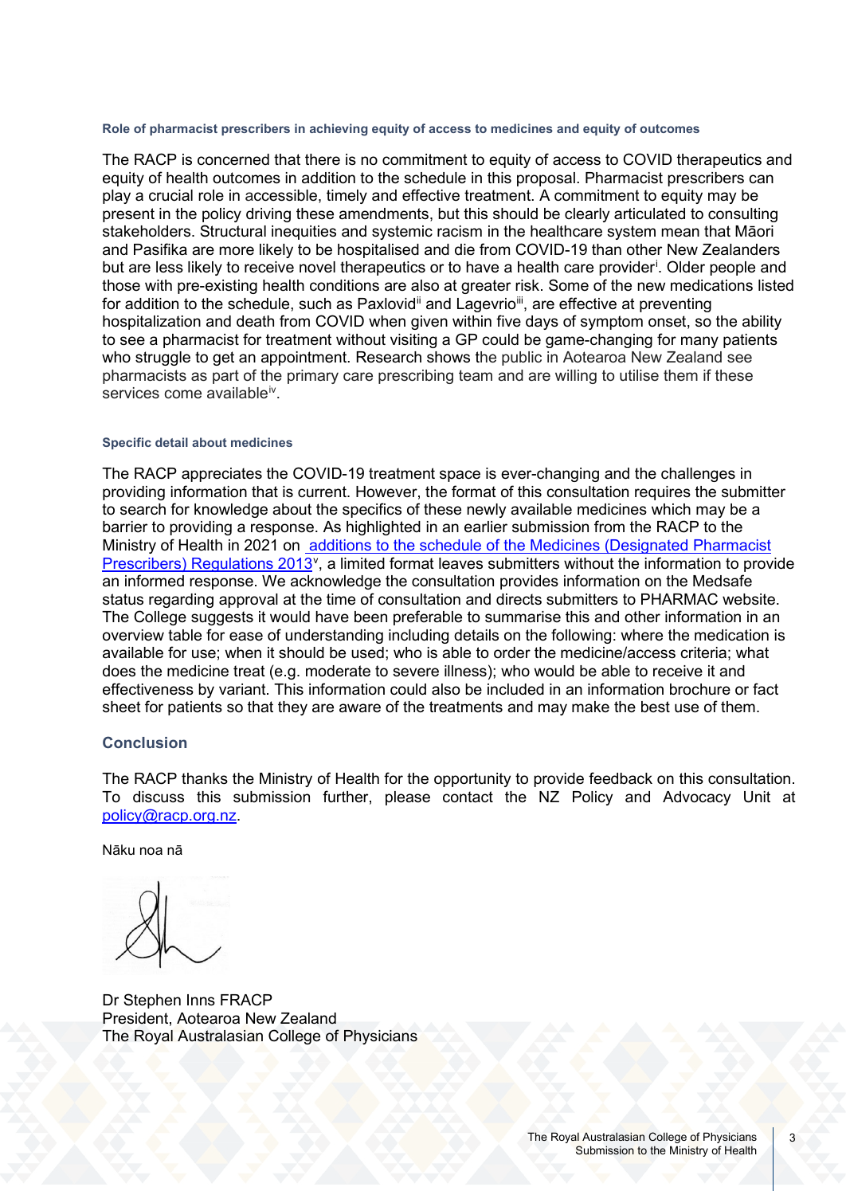#### Role of pharmacist prescribers in achieving equity of access to medicines and equity of outcomes

The RACP is concerned that there is no commitment to equity of access to COVID therapeutics and equity of health outcomes in addition to the schedule in this proposal. Pharmacist prescribers can play a crucial role in accessible, timely and effective treatment. A commitment to equity may be present in the policy driving these amendments, but this should be clearly articulated to consulting stakeholders. Structural inequities and systemic racism in the healthcare system mean that Māori and Pasifika are more likely to be hospitalised and die from COVID-19 than other New Zealanders but are less likely to receive novel therapeutics or to have a health care provider[i]. Older people and those with pre-existing health conditions are also at greater risk. Some of the new medications listed for addition to the schedule, such as Paxlovid[ii] and Lagevrio[iii], are effective at preventing hospitalization and death from COVID when given within five days of symptom onset, so the ability to see a pharmacist for treatment without visiting a GP could be game-changing for many patients who struggle to get an appointment. Research shows the public in Aotearoa New Zealand see pharmacists as part of the primary care prescribing team and are willing to utilise them if these services come available[iv].

#### Specific detail about medicines

The RACP appreciates the COVID-19 treatment space is ever-changing and the challenges in providing information that is current. However, the format of this consultation requires the submitter to search for knowledge about the specifics of these newly available medicines which may be a barrier to providing a response. As highlighted in an earlier submission from the RACP to the Ministry of Health in 2021 on additions to the schedule of the Medicines (Designated Pharmacist Prescribers) Regulations 2013[v], a limited format leaves submitters without the information to provide an informed response. We acknowledge the consultation provides information on the Medsafe status regarding approval at the time of consultation and directs submitters to PHARMAC website. The College suggests it would have been preferable to summarise this and other information in an overview table for ease of understanding including details on the following: where the medication is available for use; when it should be used; who is able to order the medicine/access criteria; what does the medicine treat (e.g. moderate to severe illness); who would be able to receive it and effectiveness by variant. This information could also be included in an information brochure or fact sheet for patients so that they are aware of the treatments and may make the best use of them.

### Conclusion

The RACP thanks the Ministry of Health for the opportunity to provide feedback on this consultation. To discuss this submission further, please contact the NZ Policy and Advocacy Unit at policy@racp.org.nz.

Nāku noa nā

Dr Stephen Inns FRACP
President, Aotearoa New Zealand
The Royal Australasian College of Physicians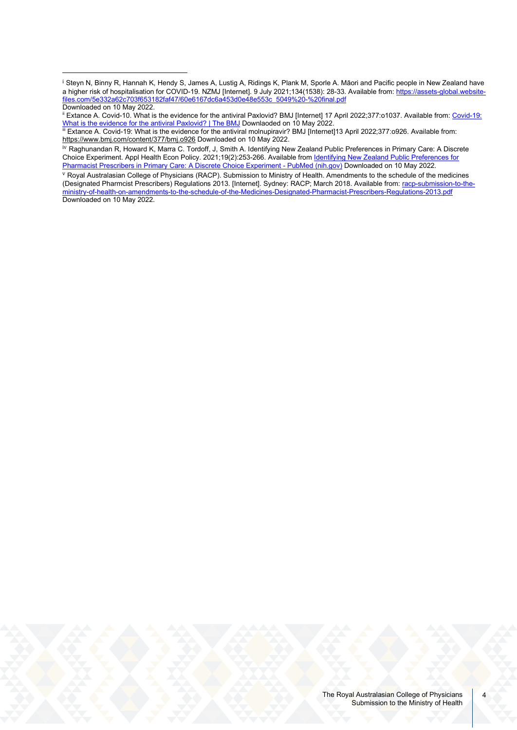[i] Steyn N, Binny R, Hannah K, Hendy S, James A, Lustig A, Ridings K, Plank M, Sporle A. Māori and Pacific people in New Zealand have a higher risk of hospitalisation for COVID-19. NZMJ [Internet]. 9 July 2021;134(1538): 28-33. Available from: https://assets-global.website-files.com/5e332a62c703f653182faf47/60e6167dc6a453d0e48e553c_5049%20-%20final.pdf Downloaded on 10 May 2022.

[ii] Extance A. Covid-10. What is the evidence for the antiviral Paxlovid? BMJ [Internet] 17 April 2022;377:o1037. Available from: Covid-19: What is the evidence for the antiviral Paxlovid? | The BMJ Downlaoded on 10 May 2022.

[iii] Extance A. Covid-19: What is the evidence for the antiviral molnupiravir? BMJ [Internet]13 April 2022;377:o926. Available from: https://www.bmj.com/content/377/bmj.o926 Downloaded on 10 May 2022.

[iv] Raghunandan R, Howard K, Marra C. Tordoff, J, Smith A. Identifying New Zealand Public Preferences in Primary Care: A Discrete Choice Experiment. Appl Health Econ Policy. 2021;19(2):253-266. Available from Identifying New Zealand Public Preferences for Pharmacist Prescribers in Primary Care: A Discrete Choice Experiment - PubMed (nih.gov) Downloaded on 10 May 2022.

[v] Royal Australasian College of Physicians (RACP). Submission to Ministry of Health. Amendments to the schedule of the medicines (Designated Pharmcist Prescribers) Regulations 2013. [Internet]. Sydney: RACP; March 2018. Available from: racp-submission-to-the-ministry-of-health-on-amendments-to-the-schedule-of-the-Medicines-Designated-Pharmacist-Prescribers-Regulations-2013.pdf Downloaded on 10 May 2022.